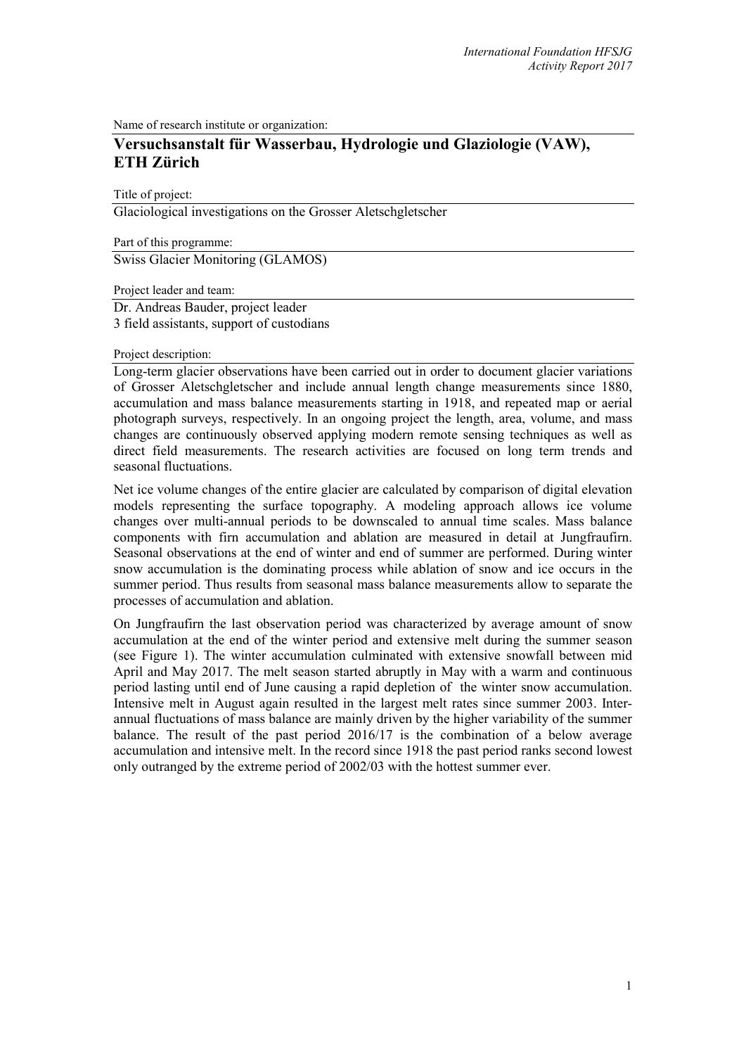Name of research institute or organization:

## Versuchsanstalt für Wasserbau, Hydrologie und Glaziologie (VAW), ETH Zürich

Title of project:

Glaciological investigations on the Grosser Aletschgletscher

Part of this programme:

Swiss Glacier Monitoring (GLAMOS)

Project leader and team:

Dr. Andreas Bauder, project leader
3 field assistants, support of custodians

Project description:

Long-term glacier observations have been carried out in order to document glacier variations of Grosser Aletschgletscher and include annual length change measurements since 1880, accumulation and mass balance measurements starting in 1918, and repeated map or aerial photograph surveys, respectively. In an ongoing project the length, area, volume, and mass changes are continuously observed applying modern remote sensing techniques as well as direct field measurements. The research activities are focused on long term trends and seasonal fluctuations.

Net ice volume changes of the entire glacier are calculated by comparison of digital elevation models representing the surface topography. A modeling approach allows ice volume changes over multi-annual periods to be downscaled to annual time scales. Mass balance components with firn accumulation and ablation are measured in detail at Jungfraufirn. Seasonal observations at the end of winter and end of summer are performed. During winter snow accumulation is the dominating process while ablation of snow and ice occurs in the summer period. Thus results from seasonal mass balance measurements allow to separate the processes of accumulation and ablation.

On Jungfraufirn the last observation period was characterized by average amount of snow accumulation at the end of the winter period and extensive melt during the summer season (see Figure 1). The winter accumulation culminated with extensive snowfall between mid April and May 2017. The melt season started abruptly in May with a warm and continuous period lasting until end of June causing a rapid depletion of the winter snow accumulation. Intensive melt in August again resulted in the largest melt rates since summer 2003. Inter-annual fluctuations of mass balance are mainly driven by the higher variability of the summer balance. The result of the past period 2016/17 is the combination of a below average accumulation and intensive melt. In the record since 1918 the past period ranks second lowest only outranged by the extreme period of 2002/03 with the hottest summer ever.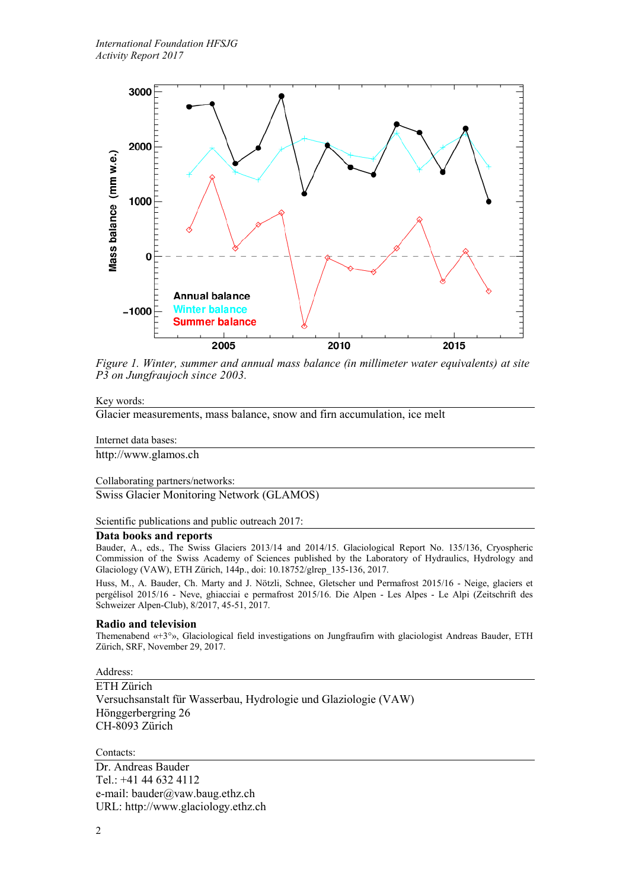3000
2000
1000
0
−1000
Mass balance (mm w.e.)
2005
2010
2015
Annual balance
Winter balance
Summer balance

*Figure 1. Winter, summer and annual mass balance (in millimeter water equivalents) at site P3 on Jungfraujoch since 2003.*

Key words:

Glacier measurements, mass balance, snow and firn accumulation, ice melt

Internet data bases:

http://www.glamos.ch

Collaborating partners/networks:

Swiss Glacier Monitoring Network (GLAMOS)

Scientific publications and public outreach 2017:

**Data books and reports**

Bauder, A., eds., The Swiss Glaciers 2013/14 and 2014/15. Glaciological Report No. 135/136, Cryospheric Commission of the Swiss Academy of Sciences published by the Laboratory of Hydraulics, Hydrology and Glaciology (VAW), ETH Zürich, 144p., doi: 10.18752/glrep_135-136, 2017.

Huss, M., A. Bauder, Ch. Marty and J. Nötzli, Schnee, Gletscher und Permafrost 2015/16 - Neige, glaciers et pergélisol 2015/16 - Neve, ghiacciai e permafrost 2015/16. Die Alpen - Les Alpes - Le Alpi (Zeitschrift des Schweizer Alpen-Club), 8/2017, 45-51, 2017.

**Radio and television**

Themenabend «+3°», Glaciological field investigations on Jungfraufirn with glaciologist Andreas Bauder, ETH Zürich, SRF, November 29, 2017.

Address:

ETH Zürich
Versuchsanstalt für Wasserbau, Hydrologie und Glaziologie (VAW)
Hönggerbergring 26
CH-8093 Zürich

Contacts:

Dr. Andreas Bauder
Tel.: +41 44 632 4112
e-mail: bauder@vaw.baug.ethz.ch
URL: http://www.glaciology.ethz.ch